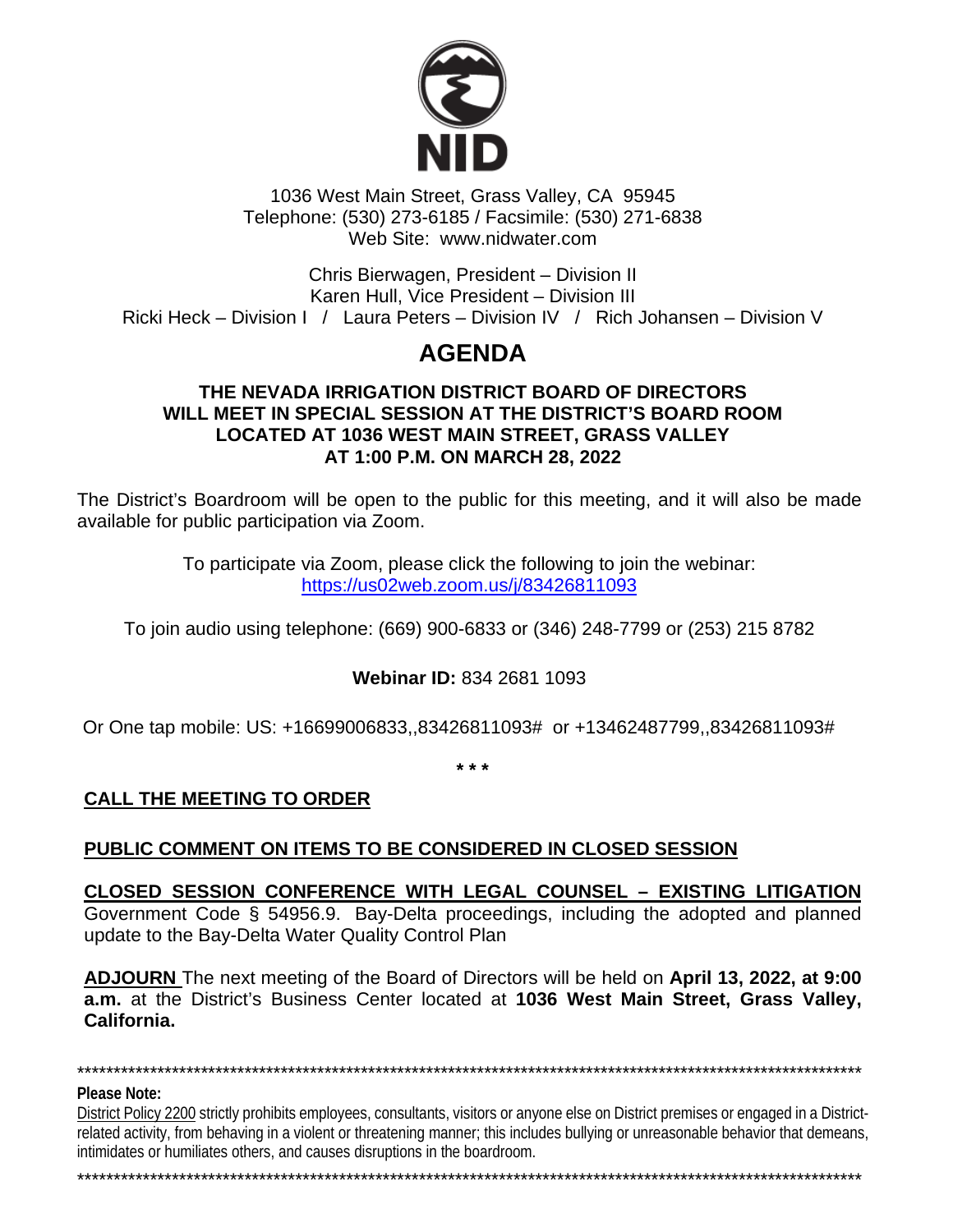NID

1036 West Main Street, Grass Valley, CA 95945
Telephone: (530) 273-6185 / Facsimile: (530) 271-6838
Web Site: www.nidwater.com

Chris Bierwagen, President – Division II
Karen Hull, Vice President – Division III
Ricki Heck – Division I / Laura Peters – Division IV / Rich Johansen – Division V

# AGENDA

**THE NEVADA IRRIGATION DISTRICT BOARD OF DIRECTORS WILL MEET IN SPECIAL SESSION AT THE DISTRICT'S BOARD ROOM LOCATED AT 1036 WEST MAIN STREET, GRASS VALLEY AT 1:00 P.M. ON MARCH 28, 2022**

The District's Boardroom will be open to the public for this meeting, and it will also be made available for public participation via Zoom.

To participate via Zoom, please click the following to join the webinar:
https://us02web.zoom.us/j/83426811093

To join audio using telephone: (669) 900-6833 or (346) 248-7799 or (253) 215 8782

**Webinar ID:** 834 2681 1093

Or One tap mobile: US: +16699006833,,83426811093# or +13462487799,,83426811093#

\* \* \*

**CALL THE MEETING TO ORDER**

**PUBLIC COMMENT ON ITEMS TO BE CONSIDERED IN CLOSED SESSION**

**CLOSED SESSION CONFERENCE WITH LEGAL COUNSEL – EXISTING LITIGATION**
Government Code § 54956.9. Bay-Delta proceedings, including the adopted and planned update to the Bay-Delta Water Quality Control Plan

**ADJOURN** The next meeting of the Board of Directors will be held on **April 13, 2022, at 9:00 a.m.** at the District's Business Center located at **1036 West Main Street, Grass Valley, California.**

---

**Please Note:**
District Policy 2200 strictly prohibits employees, consultants, visitors or anyone else on District premises or engaged in a District-related activity, from behaving in a violent or threatening manner; this includes bullying or unreasonable behavior that demeans, intimidates or humiliates others, and causes disruptions in the boardroom.

---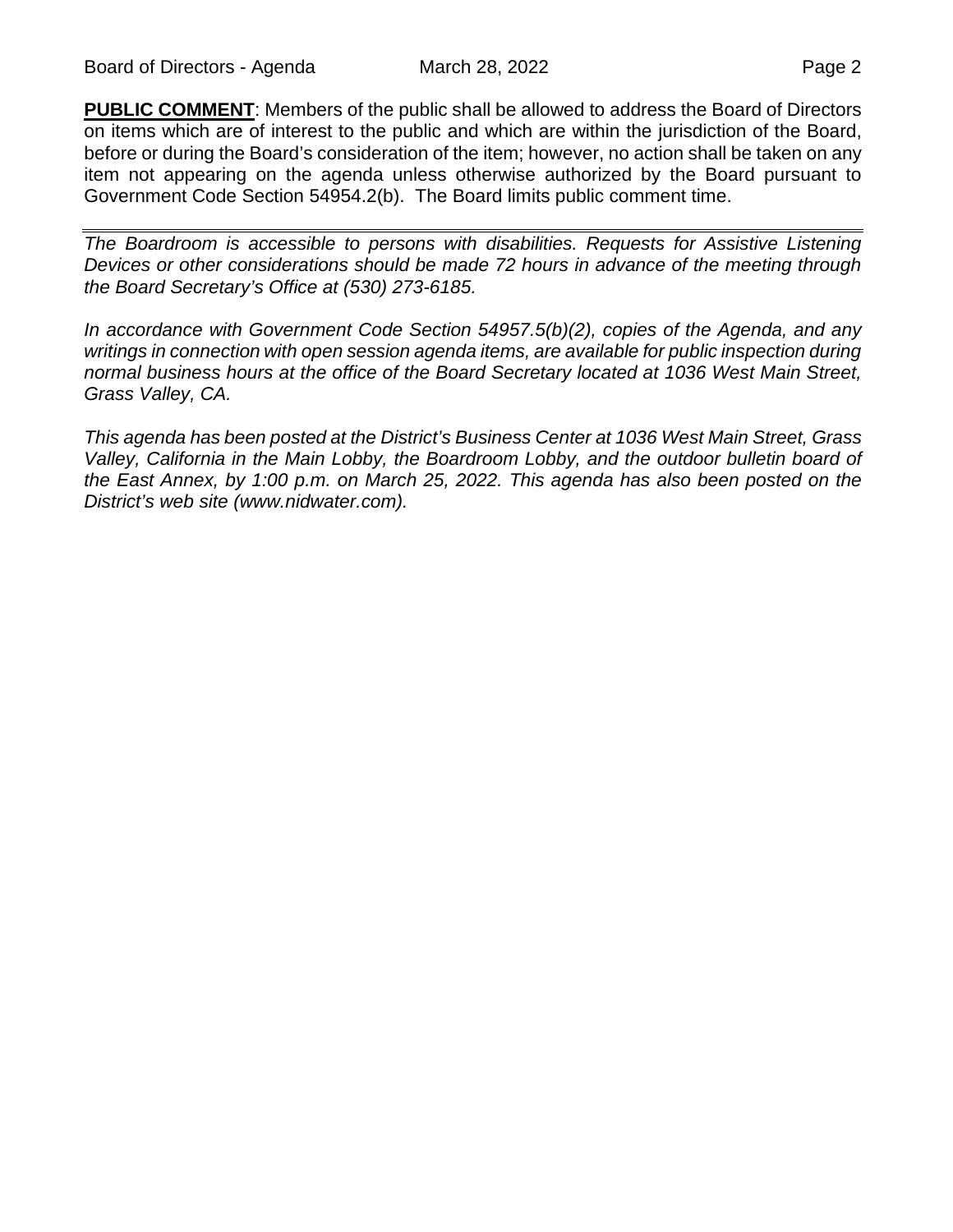**PUBLIC COMMENT**: Members of the public shall be allowed to address the Board of Directors on items which are of interest to the public and which are within the jurisdiction of the Board, before or during the Board's consideration of the item; however, no action shall be taken on any item not appearing on the agenda unless otherwise authorized by the Board pursuant to Government Code Section 54954.2(b). The Board limits public comment time.

---

*The Boardroom is accessible to persons with disabilities. Requests for Assistive Listening Devices or other considerations should be made 72 hours in advance of the meeting through the Board Secretary's Office at (530) 273-6185.*

*In accordance with Government Code Section 54957.5(b)(2), copies of the Agenda, and any writings in connection with open session agenda items, are available for public inspection during normal business hours at the office of the Board Secretary located at 1036 West Main Street, Grass Valley, CA.*

*This agenda has been posted at the District's Business Center at 1036 West Main Street, Grass Valley, California in the Main Lobby, the Boardroom Lobby, and the outdoor bulletin board of the East Annex, by 1:00 p.m. on March 25, 2022. This agenda has also been posted on the District's web site (www.nidwater.com).*